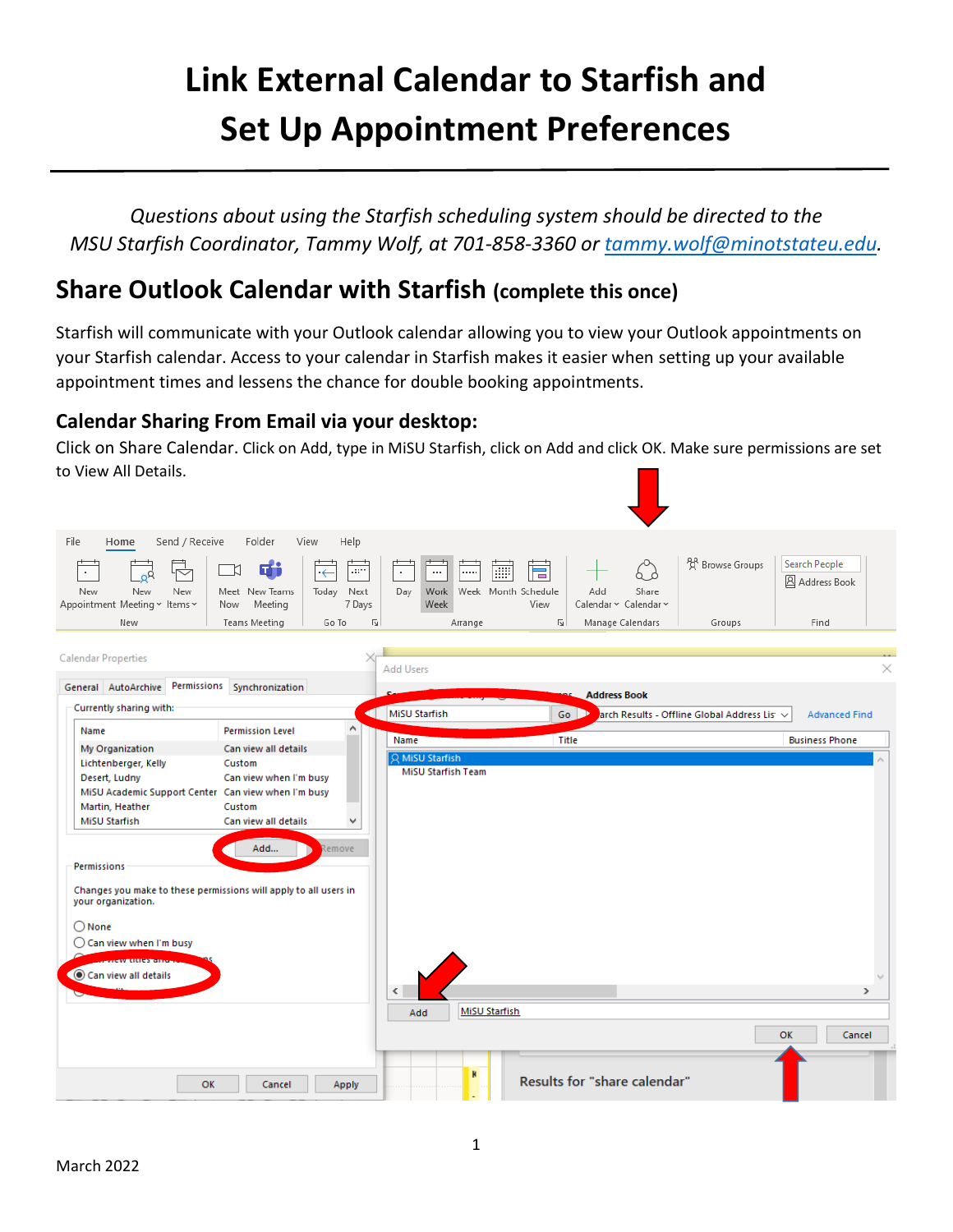# Link External Calendar to Starfish and Set Up Appointment Preferences

*Questions about using the Starfish scheduling system should be directed to the MSU Starfish Coordinator, Tammy Wolf, at 701-858-3360 or [tammy.wolf@minotstateu.edu](mailto:tammy.wolf@minotstateu.edu).*

## Share Outlook Calendar with Starfish (complete this once)

Starfish will communicate with your Outlook calendar allowing you to view your Outlook appointments on your Starfish calendar. Access to your calendar in Starfish makes it easier when setting up your available appointment times and lessens the chance for double booking appointments.

### Calendar Sharing From Email via your desktop:

Click on Share Calendar. Click on Add, type in MiSU Starfish, click on Add and click OK. Make sure permissions are set to View All Details.

March 2022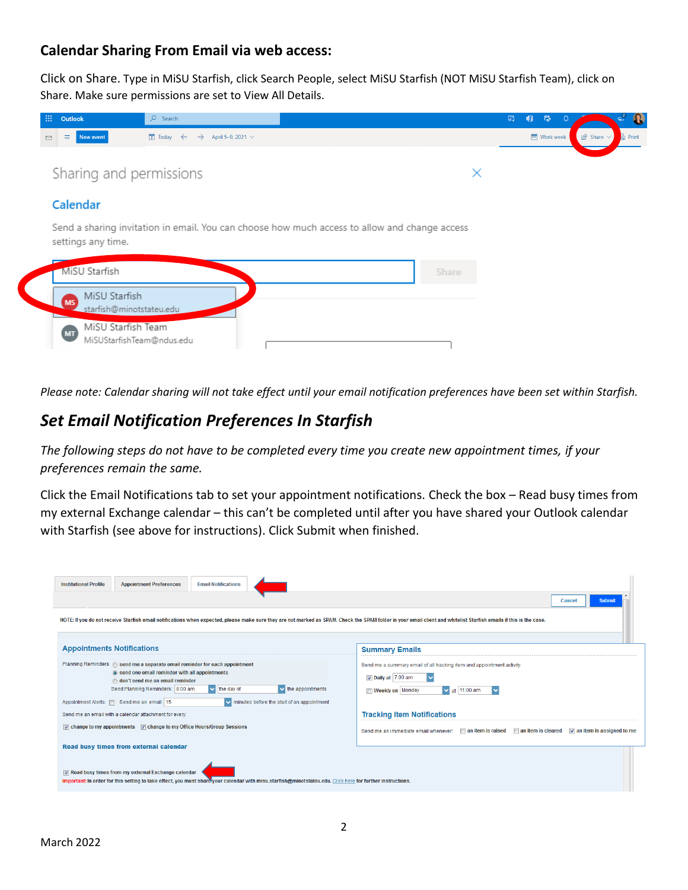## Calendar Sharing From Email via web access:

Click on Share. Type in MiSU Starfish, click Search People, select MiSU Starfish (NOT MiSU Starfish Team), click on Share. Make sure permissions are set to View All Details.

*Please note: Calendar sharing will not take effect until your email notification preferences have been set within Starfish.*

## *Set Email Notification Preferences In Starfish*

*The following steps do not have to be completed every time you create new appointment times, if your preferences remain the same.*

Click the Email Notifications tab to set your appointment notifications. Check the box – Read busy times from my external Exchange calendar – this can't be completed until after you have shared your Outlook calendar with Starfish (see above for instructions). Click Submit when finished.

March 2022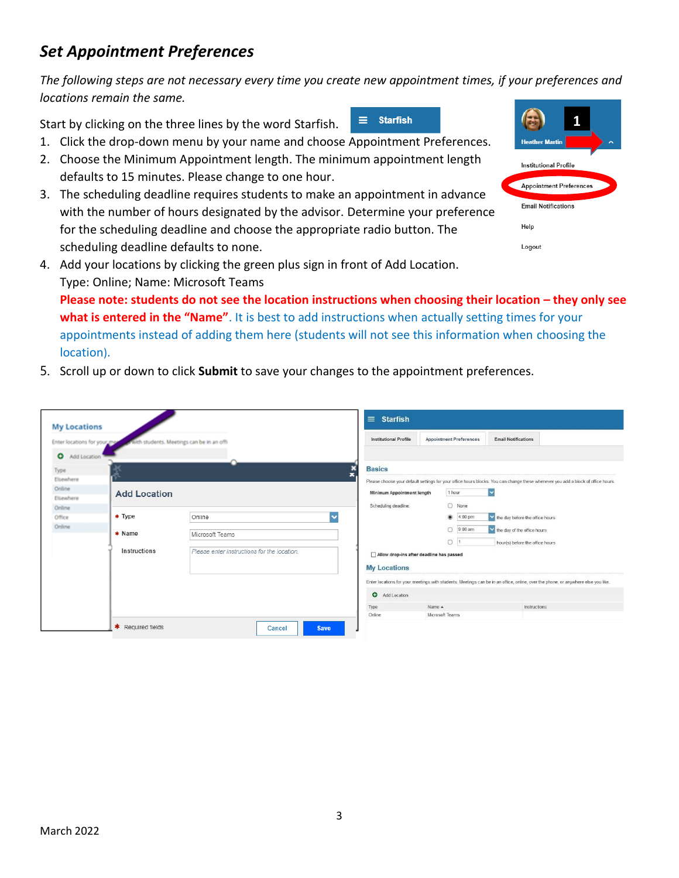## *Set Appointment Preferences*

*The following steps are not necessary every time you create new appointment times, if your preferences and locations remain the same.*

Start by clicking on the three lines by the word Starfish.

1. Click the drop-down menu by your name and choose Appointment Preferences.
2. Choose the Minimum Appointment length. The minimum appointment length defaults to 15 minutes. Please change to one hour.
3. The scheduling deadline requires students to make an appointment in advance with the number of hours designated by the advisor. Determine your preference for the scheduling deadline and choose the appropriate radio button. The scheduling deadline defaults to none.
4. Add your locations by clicking the green plus sign in front of Add Location. Type: Online; Name: Microsoft Teams
   **Please note: students do not see the location instructions when choosing their location – they only see what is entered in the "Name"**. It is best to add instructions when actually setting times for your appointments instead of adding them here (students will not see this information when choosing the location).
5. Scroll up or down to click **Submit** to save your changes to the appointment preferences.

March 2022